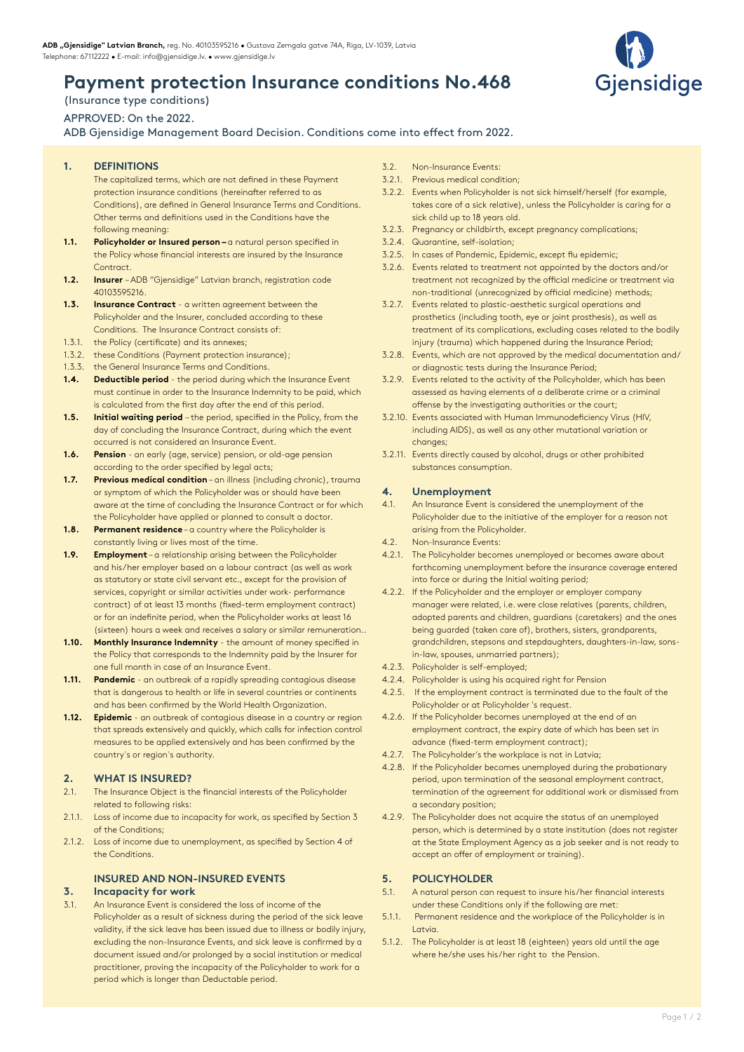**ADB „Gjensidige" Latvian Branch,** reg. No. 40103595216 • Gustava Zemgala gatve 74A, Riga, LV-1039, Latvia
Telephone: 67112222 • E-mail: info@gjensidige.lv • www.gjensidige.lv

# Payment protection Insurance conditions No.468

(Insurance type conditions)

APPROVED: On the 2022.

ADB Gjensidige Management Board Decision. Conditions come into effect from 2022.

## 1. DEFINITIONS

The capitalized terms, which are not defined in these Payment protection insurance conditions (hereinafter referred to as Conditions), are defined in General Insurance Terms and Conditions. Other terms and definitions used in the Conditions have the following meaning:

**1.1. Policyholder or Insured person –** a natural person specified in the Policy whose financial interests are insured by the Insurance Contract.

**1.2. Insurer** – ADB "Gjensidige" Latvian branch, registration code 40103595216.

**1.3. Insurance Contract** - a written agreement between the Policyholder and the Insurer, concluded according to these Conditions. The Insurance Contract consists of:

1.3.1. the Policy (certificate) and its annexes;

1.3.2. these Conditions (Payment protection insurance);

1.3.3. the General Insurance Terms and Conditions.

**1.4. Deductible period** - the period during which the Insurance Event must continue in order to the Insurance Indemnity to be paid, which is calculated from the first day after the end of this period.

**1.5. Initial waiting period** – the period, specified in the Policy, from the day of concluding the Insurance Contract, during which the event occurred is not considered an Insurance Event.

**1.6. Pension** - an early (age, service) pension, or old-age pension according to the order specified by legal acts;

**1.7. Previous medical condition** – an illness (including chronic), trauma or symptom of which the Policyholder was or should have been aware at the time of concluding the Insurance Contract or for which the Policyholder have applied or planned to consult a doctor.

**1.8. Permanent residence** – a country where the Policyholder is constantly living or lives most of the time.

**1.9. Employment** – a relationship arising between the Policyholder and his/her employer based on a labour contract (as well as work as statutory or state civil servant etc., except for the provision of services, copyright or similar activities under work- performance contract) of at least 13 months (fixed–term employment contract) or for an indefinite period, when the Policyholder works at least 16 (sixteen) hours a week and receives a salary or similar remuneration..

**1.10. Monthly Insurance Indemnity** - the amount of money specified in the Policy that corresponds to the Indemnity paid by the Insurer for one full month in case of an Insurance Event.

**1.11. Pandemic** - an outbreak of a rapidly spreading contagious disease that is dangerous to health or life in several countries or continents and has been confirmed by the World Health Organization.

**1.12. Epidemic** - an outbreak of contagious disease in a country or region that spreads extensively and quickly, which calls for infection control measures to be applied extensively and has been confirmed by the country`s or region`s authority.

## 2. WHAT IS INSURED?

2.1. The Insurance Object is the financial interests of the Policyholder related to following risks:

2.1.1. Loss of income due to incapacity for work, as specified by Section 3 of the Conditions;

2.1.2. Loss of income due to unemployment, as specified by Section 4 of the Conditions.

## INSURED AND NON-INSURED EVENTS

## 3. Incapacity for work

3.1. An Insurance Event is considered the loss of income of the Policyholder as a result of sickness during the period of the sick leave validity, if the sick leave has been issued due to illness or bodily injury, excluding the non-Insurance Events, and sick leave is confirmed by a document issued and/or prolonged by a social institution or medical practitioner, proving the incapacity of the Policyholder to work for a period which is longer than Deductable period.

3.2. Non-Insurance Events:

3.2.1. Previous medical condition;

3.2.2. Events when Policyholder is not sick himself/herself (for example, takes care of a sick relative), unless the Policyholder is caring for a sick child up to 18 years old.

3.2.3. Pregnancy or childbirth, except pregnancy complications;

3.2.4. Quarantine, self-isolation;

3.2.5. In cases of Pandemic, Epidemic, except flu epidemic;

3.2.6. Events related to treatment not appointed by the doctors and/or treatment not recognized by the official medicine or treatment via non-traditional (unrecognized by official medicine) methods;

3.2.7. Events related to plastic-aesthetic surgical operations and prosthetics (including tooth, eye or joint prosthesis), as well as treatment of its complications, excluding cases related to the bodily injury (trauma) which happened during the Insurance Period;

3.2.8. Events, which are not approved by the medical documentation and/ or diagnostic tests during the Insurance Period;

3.2.9. Events related to the activity of the Policyholder, which has been assessed as having elements of a deliberate crime or a criminal offense by the investigating authorities or the court;

3.2.10. Events associated with Human Immunodeficiency Virus (HIV, including AIDS), as well as any other mutational variation or changes;

3.2.11. Events directly caused by alcohol, drugs or other prohibited substances consumption.

## 4. Unemployment

4.1. An Insurance Event is considered the unemployment of the Policyholder due to the initiative of the employer for a reason not arising from the Policyholder.

4.2. Non-Insurance Events:

4.2.1. The Policyholder becomes unemployed or becomes aware about forthcoming unemployment before the insurance coverage entered into force or during the Initial waiting period;

4.2.2. If the Policyholder and the employer or employer company manager were related, i.e. were close relatives (parents, children, adopted parents and children, guardians (caretakers) and the ones being guarded (taken care of), brothers, sisters, grandparents, grandchildren, stepsons and stepdaughters, daughters-in-law, sons-in-law, spouses, unmarried partners);

4.2.3. Policyholder is self-employed;

4.2.4. Policyholder is using his acquired right for Pension

4.2.5. If the employment contract is terminated due to the fault of the Policyholder or at Policyholder 's request.

4.2.6. If the Policyholder becomes unemployed at the end of an employment contract, the expiry date of which has been set in advance (fixed-term employment contract);

4.2.7. The Policyholder's the workplace is not in Latvia;

4.2.8. If the Policyholder becomes unemployed during the probationary period, upon termination of the seasonal employment contract, termination of the agreement for additional work or dismissed from a secondary position;

4.2.9. The Policyholder does not acquire the status of an unemployed person, which is determined by a state institution (does not register at the State Employment Agency as a job seeker and is not ready to accept an offer of employment or training).

## 5. POLICYHOLDER

5.1. A natural person can request to insure his/her financial interests under these Conditions only if the following are met:

5.1.1. Permanent residence and the workplace of the Policyholder is in Latvia.

5.1.2. The Policyholder is at least 18 (eighteen) years old until the age where he/she uses his/her right to the Pension.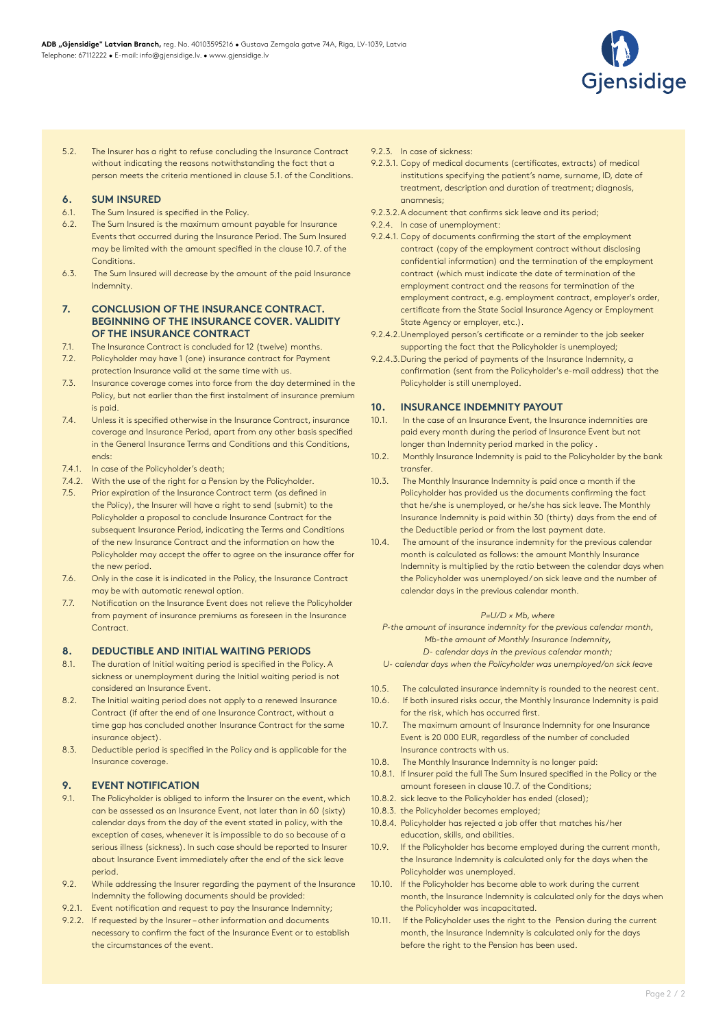**ADB „Gjensidige" Latvian Branch,** reg. No. 40103595216 • Gustava Zemgala gatve 74A, Riga, LV-1039, Latvia
Telephone: 67112222 • E-mail: info@gjensidige.lv. • www.gjensidige.lv

5.2. The Insurer has a right to refuse concluding the Insurance Contract without indicating the reasons notwithstanding the fact that a person meets the criteria mentioned in clause 5.1. of the Conditions.

## 6. SUM INSURED

6.1. The Sum Insured is specified in the Policy.

6.2. The Sum Insured is the maximum amount payable for Insurance Events that occurred during the Insurance Period. The Sum Insured may be limited with the amount specified in the clause 10.7. of the Conditions.

6.3. The Sum Insured will decrease by the amount of the paid Insurance Indemnity.

## 7. CONCLUSION OF THE INSURANCE CONTRACT. BEGINNING OF THE INSURANCE COVER. VALIDITY OF THE INSURANCE CONTRACT

7.1. The Insurance Contract is concluded for 12 (twelve) months.

7.2. Policyholder may have 1 (one) insurance contract for Payment protection Insurance valid at the same time with us.

7.3. Insurance coverage comes into force from the day determined in the Policy, but not earlier than the first instalment of insurance premium is paid.

7.4. Unless it is specified otherwise in the Insurance Contract, insurance coverage and Insurance Period, apart from any other basis specified in the General Insurance Terms and Conditions and this Conditions, ends:

7.4.1. In case of the Policyholder's death;

7.4.2. With the use of the right for a Pension by the Policyholder.

7.5. Prior expiration of the Insurance Contract term (as defined in the Policy), the Insurer will have a right to send (submit) to the Policyholder a proposal to conclude Insurance Contract for the subsequent Insurance Period, indicating the Terms and Conditions of the new Insurance Contract and the information on how the Policyholder may accept the offer to agree on the insurance offer for the new period.

7.6. Only in the case it is indicated in the Policy, the Insurance Contract may be with automatic renewal option.

7.7. Notification on the Insurance Event does not relieve the Policyholder from payment of insurance premiums as foreseen in the Insurance Contract.

## 8. DEDUCTIBLE AND INITIAL WAITING PERIODS

8.1. The duration of Initial waiting period is specified in the Policy. A sickness or unemployment during the Initial waiting period is not considered an Insurance Event.

8.2. The Initial waiting period does not apply to a renewed Insurance Contract (if after the end of one Insurance Contract, without a time gap has concluded another Insurance Contract for the same insurance object).

8.3. Deductible period is specified in the Policy and is applicable for the Insurance coverage.

## 9. EVENT NOTIFICATION

9.1. The Policyholder is obliged to inform the Insurer on the event, which can be assessed as an Insurance Event, not later than in 60 (sixty) calendar days from the day of the event stated in policy, with the exception of cases, whenever it is impossible to do so because of a serious illness (sickness). In such case should be reported to Insurer about Insurance Event immediately after the end of the sick leave period.

9.2. While addressing the Insurer regarding the payment of the Insurance Indemnity the following documents should be provided:

9.2.1. Event notification and request to pay the Insurance Indemnity;

9.2.2. If requested by the Insurer – other information and documents necessary to confirm the fact of the Insurance Event or to establish the circumstances of the event.

9.2.3. In case of sickness:

9.2.3.1. Copy of medical documents (certificates, extracts) of medical institutions specifying the patient's name, surname, ID, date of treatment, description and duration of treatment; diagnosis, anamnesis;

9.2.3.2. A document that confirms sick leave and its period;

9.2.4. In case of unemployment:

9.2.4.1. Copy of documents confirming the start of the employment contract (copy of the employment contract without disclosing confidential information) and the termination of the employment contract (which must indicate the date of termination of the employment contract and the reasons for termination of the employment contract, e.g. employment contract, employer's order, certificate from the State Social Insurance Agency or Employment State Agency or employer, etc.).

9.2.4.2. Unemployed person's certificate or a reminder to the job seeker supporting the fact that the Policyholder is unemployed;

9.2.4.3. During the period of payments of the Insurance Indemnity, a confirmation (sent from the Policyholder's e-mail address) that the Policyholder is still unemployed.

## 10. INSURANCE INDEMNITY PAYOUT

10.1. In the case of an Insurance Event, the Insurance indemnities are paid every month during the period of Insurance Event but not longer than Indemnity period marked in the policy .

10.2. Monthly Insurance Indemnity is paid to the Policyholder by the bank transfer.

10.3. The Monthly Insurance Indemnity is paid once a month if the Policyholder has provided us the documents confirming the fact that he/she is unemployed, or he/she has sick leave. The Monthly Insurance Indemnity is paid within 30 (thirty) days from the end of the Deductible period or from the last payment date.

10.4. The amount of the insurance indemnity for the previous calendar month is calculated as follows: the amount Monthly Insurance Indemnity is multiplied by the ratio between the calendar days when the Policyholder was unemployed/on sick leave and the number of calendar days in the previous calendar month.

$$P = U/D \times Mb, \text{ where}$$

*P - the amount of insurance indemnity for the previous calendar month,*
*Mb - the amount of Monthly Insurance Indemnity,*
*D - calendar days in the previous calendar month;*
*U - calendar days when the Policyholder was unemployed/on sick leave*

10.5. The calculated insurance indemnity is rounded to the nearest cent.

10.6. If both insured risks occur, the Monthly Insurance Indemnity is paid for the risk, which has occurred first.

10.7. The maximum amount of Insurance Indemnity for one Insurance Event is 20 000 EUR, regardless of the number of concluded Insurance contracts with us.

10.8. The Monthly Insurance Indemnity is no longer paid:

10.8.1. If Insurer paid the full The Sum Insured specified in the Policy or the amount foreseen in clause 10.7. of the Conditions;

10.8.2. sick leave to the Policyholder has ended (closed);

10.8.3. the Policyholder becomes employed;

10.8.4. Policyholder has rejected a job offer that matches his/her education, skills, and abilities.

10.9. If the Policyholder has become employed during the current month, the Insurance Indemnity is calculated only for the days when the Policyholder was unemployed.

10.10. If the Policyholder has become able to work during the current month, the Insurance Indemnity is calculated only for the days when the Policyholder was incapacitated.

10.11. If the Policyholder uses the right to the Pension during the current month, the Insurance Indemnity is calculated only for the days before the right to the Pension has been used.